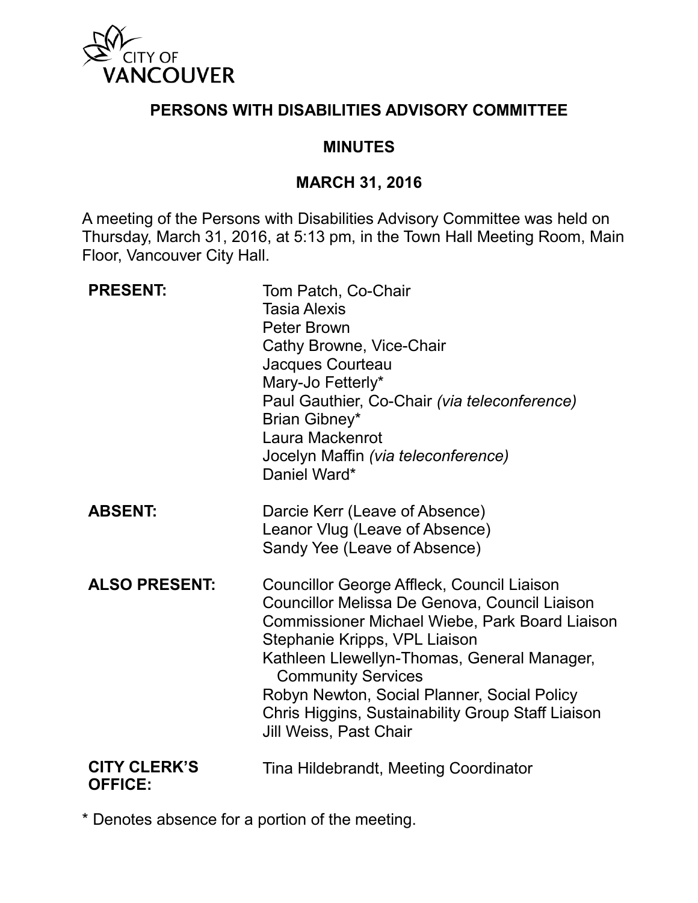CITY OF VANCOUVER

# PERSONS WITH DISABILITIES ADVISORY COMMITTEE

## MINUTES

## MARCH 31, 2016

A meeting of the Persons with Disabilities Advisory Committee was held on Thursday, March 31, 2016, at 5:13 pm, in the Town Hall Meeting Room, Main Floor, Vancouver City Hall.

**PRESENT:**
Tom Patch, Co-Chair
Tasia Alexis
Peter Brown
Cathy Browne, Vice-Chair
Jacques Courteau
Mary-Jo Fetterly*
Paul Gauthier, Co-Chair *(via teleconference)*
Brian Gibney*
Laura Mackenrot
Jocelyn Maffin *(via teleconference)*
Daniel Ward*

**ABSENT:**
Darcie Kerr (Leave of Absence)
Leanor Vlug (Leave of Absence)
Sandy Yee (Leave of Absence)

**ALSO PRESENT:**
Councillor George Affleck, Council Liaison
Councillor Melissa De Genova, Council Liaison
Commissioner Michael Wiebe, Park Board Liaison
Stephanie Kripps, VPL Liaison
Kathleen Llewellyn-Thomas, General Manager, Community Services
Robyn Newton, Social Planner, Social Policy
Chris Higgins, Sustainability Group Staff Liaison
Jill Weiss, Past Chair

**CITY CLERK'S OFFICE:**
Tina Hildebrandt, Meeting Coordinator

* Denotes absence for a portion of the meeting.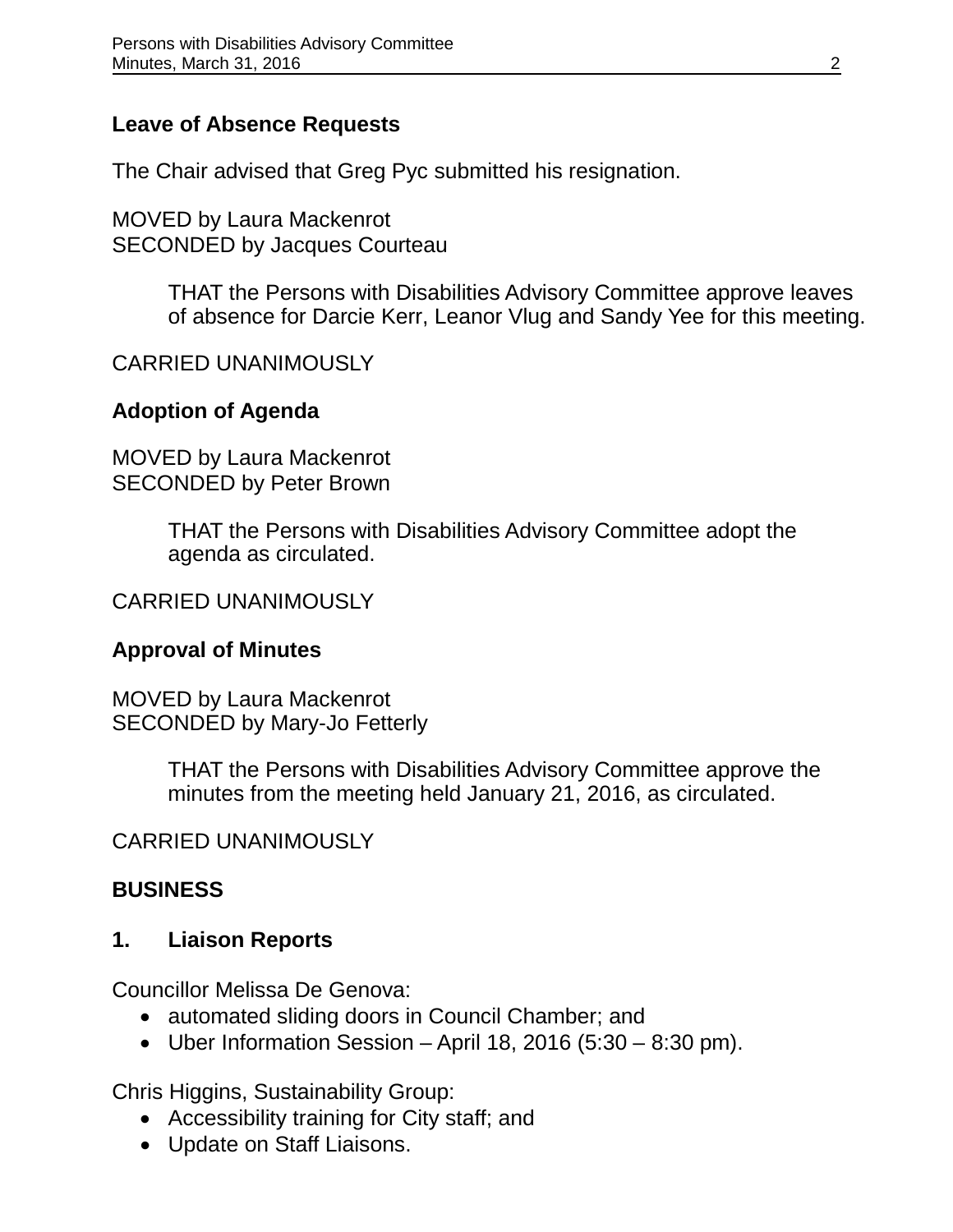**Leave of Absence Requests**

The Chair advised that Greg Pyc submitted his resignation.

MOVED by Laura Mackenrot
SECONDED by Jacques Courteau

> THAT the Persons with Disabilities Advisory Committee approve leaves of absence for Darcie Kerr, Leanor Vlug and Sandy Yee for this meeting.

CARRIED UNANIMOUSLY

**Adoption of Agenda**

MOVED by Laura Mackenrot
SECONDED by Peter Brown

> THAT the Persons with Disabilities Advisory Committee adopt the agenda as circulated.

CARRIED UNANIMOUSLY

**Approval of Minutes**

MOVED by Laura Mackenrot
SECONDED by Mary-Jo Fetterly

> THAT the Persons with Disabilities Advisory Committee approve the minutes from the meeting held January 21, 2016, as circulated.

CARRIED UNANIMOUSLY

## BUSINESS

### 1. Liaison Reports

Councillor Melissa De Genova:

- automated sliding doors in Council Chamber; and
- Uber Information Session – April 18, 2016 (5:30 – 8:30 pm).

Chris Higgins, Sustainability Group:

- Accessibility training for City staff; and
- Update on Staff Liaisons.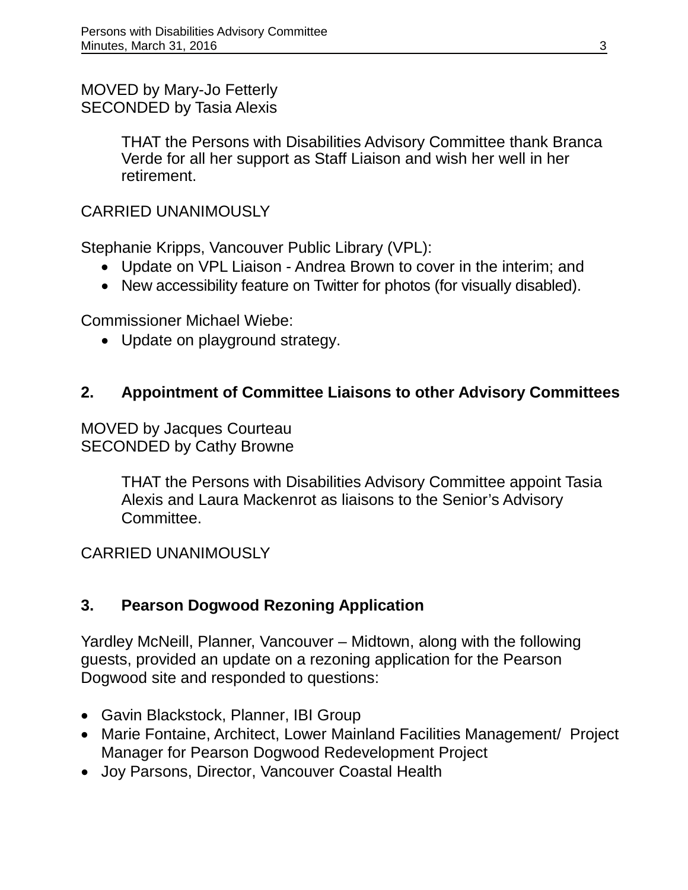MOVED by Mary-Jo Fetterly
SECONDED by Tasia Alexis

> THAT the Persons with Disabilities Advisory Committee thank Branca Verde for all her support as Staff Liaison and wish her well in her retirement.

CARRIED UNANIMOUSLY

Stephanie Kripps, Vancouver Public Library (VPL):

- Update on VPL Liaison - Andrea Brown to cover in the interim; and
- New accessibility feature on Twitter for photos (for visually disabled).

Commissioner Michael Wiebe:

- Update on playground strategy.

## 2. Appointment of Committee Liaisons to other Advisory Committees

MOVED by Jacques Courteau
SECONDED by Cathy Browne

> THAT the Persons with Disabilities Advisory Committee appoint Tasia Alexis and Laura Mackenrot as liaisons to the Senior's Advisory Committee.

CARRIED UNANIMOUSLY

## 3. Pearson Dogwood Rezoning Application

Yardley McNeill, Planner, Vancouver – Midtown, along with the following guests, provided an update on a rezoning application for the Pearson Dogwood site and responded to questions:

- Gavin Blackstock, Planner, IBI Group
- Marie Fontaine, Architect, Lower Mainland Facilities Management/ Project Manager for Pearson Dogwood Redevelopment Project
- Joy Parsons, Director, Vancouver Coastal Health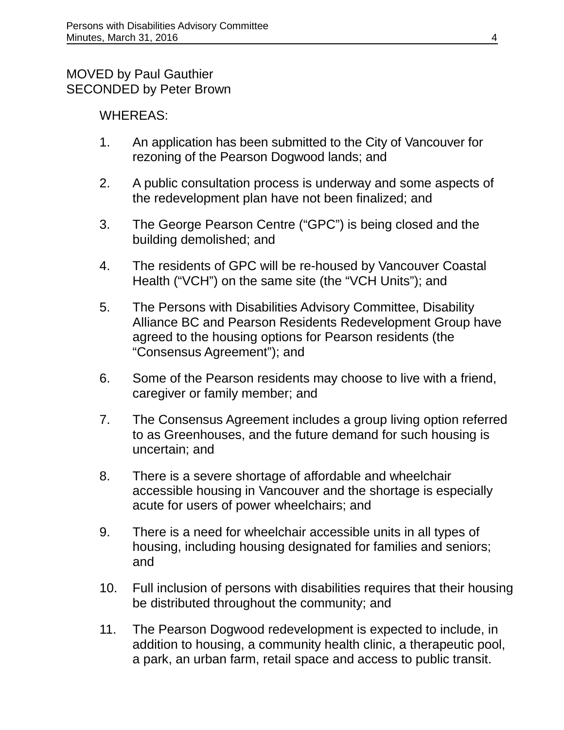MOVED by Paul Gauthier
SECONDED by Peter Brown

WHEREAS:

1. An application has been submitted to the City of Vancouver for rezoning of the Pearson Dogwood lands; and

2. A public consultation process is underway and some aspects of the redevelopment plan have not been finalized; and

3. The George Pearson Centre ("GPC") is being closed and the building demolished; and

4. The residents of GPC will be re-housed by Vancouver Coastal Health ("VCH") on the same site (the "VCH Units"); and

5. The Persons with Disabilities Advisory Committee, Disability Alliance BC and Pearson Residents Redevelopment Group have agreed to the housing options for Pearson residents (the "Consensus Agreement"); and

6. Some of the Pearson residents may choose to live with a friend, caregiver or family member; and

7. The Consensus Agreement includes a group living option referred to as Greenhouses, and the future demand for such housing is uncertain; and

8. There is a severe shortage of affordable and wheelchair accessible housing in Vancouver and the shortage is especially acute for users of power wheelchairs; and

9. There is a need for wheelchair accessible units in all types of housing, including housing designated for families and seniors; and

10. Full inclusion of persons with disabilities requires that their housing be distributed throughout the community; and

11. The Pearson Dogwood redevelopment is expected to include, in addition to housing, a community health clinic, a therapeutic pool, a park, an urban farm, retail space and access to public transit.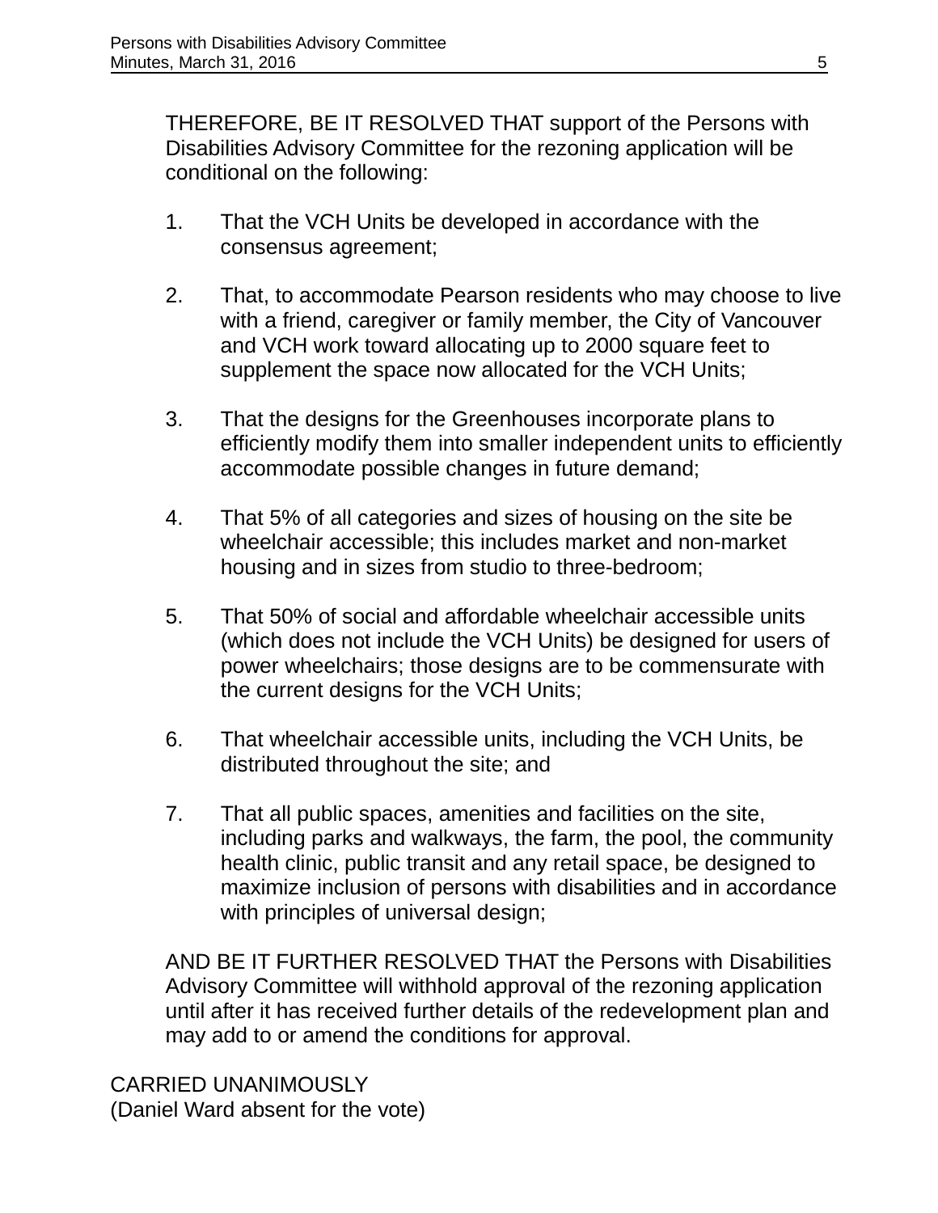THEREFORE, BE IT RESOLVED THAT support of the Persons with Disabilities Advisory Committee for the rezoning application will be conditional on the following:

1. That the VCH Units be developed in accordance with the consensus agreement;

2. That, to accommodate Pearson residents who may choose to live with a friend, caregiver or family member, the City of Vancouver and VCH work toward allocating up to 2000 square feet to supplement the space now allocated for the VCH Units;

3. That the designs for the Greenhouses incorporate plans to efficiently modify them into smaller independent units to efficiently accommodate possible changes in future demand;

4. That 5% of all categories and sizes of housing on the site be wheelchair accessible; this includes market and non-market housing and in sizes from studio to three-bedroom;

5. That 50% of social and affordable wheelchair accessible units (which does not include the VCH Units) be designed for users of power wheelchairs; those designs are to be commensurate with the current designs for the VCH Units;

6. That wheelchair accessible units, including the VCH Units, be distributed throughout the site; and

7. That all public spaces, amenities and facilities on the site, including parks and walkways, the farm, the pool, the community health clinic, public transit and any retail space, be designed to maximize inclusion of persons with disabilities and in accordance with principles of universal design;

AND BE IT FURTHER RESOLVED THAT the Persons with Disabilities Advisory Committee will withhold approval of the rezoning application until after it has received further details of the redevelopment plan and may add to or amend the conditions for approval.

CARRIED UNANIMOUSLY
(Daniel Ward absent for the vote)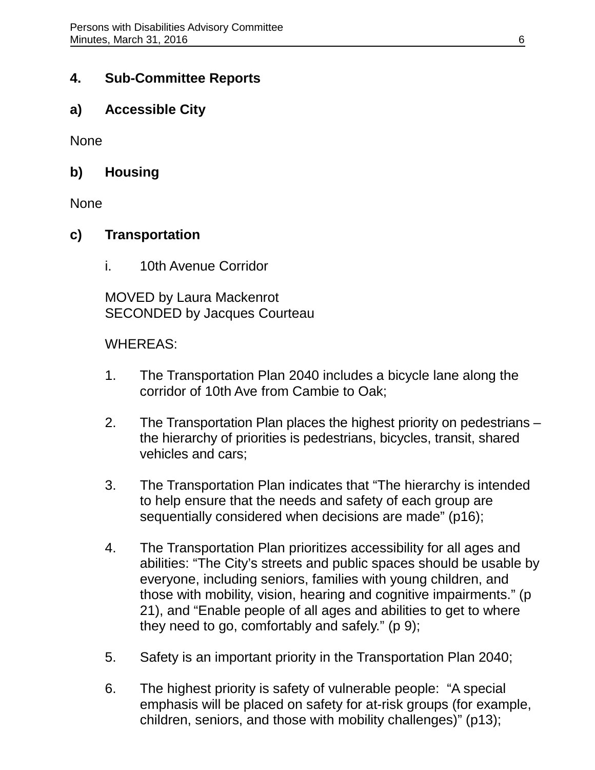## 4. Sub-Committee Reports

### a) Accessible City

None

### b) Housing

None

### c) Transportation

i. 10th Avenue Corridor

MOVED by Laura Mackenrot
SECONDED by Jacques Courteau

WHEREAS:

1. The Transportation Plan 2040 includes a bicycle lane along the corridor of 10th Ave from Cambie to Oak;

2. The Transportation Plan places the highest priority on pedestrians – the hierarchy of priorities is pedestrians, bicycles, transit, shared vehicles and cars;

3. The Transportation Plan indicates that "The hierarchy is intended to help ensure that the needs and safety of each group are sequentially considered when decisions are made" (p16);

4. The Transportation Plan prioritizes accessibility for all ages and abilities: "The City's streets and public spaces should be usable by everyone, including seniors, families with young children, and those with mobility, vision, hearing and cognitive impairments." (p 21), and "Enable people of all ages and abilities to get to where they need to go, comfortably and safely." (p 9);

5. Safety is an important priority in the Transportation Plan 2040;

6. The highest priority is safety of vulnerable people: "A special emphasis will be placed on safety for at-risk groups (for example, children, seniors, and those with mobility challenges)" (p13);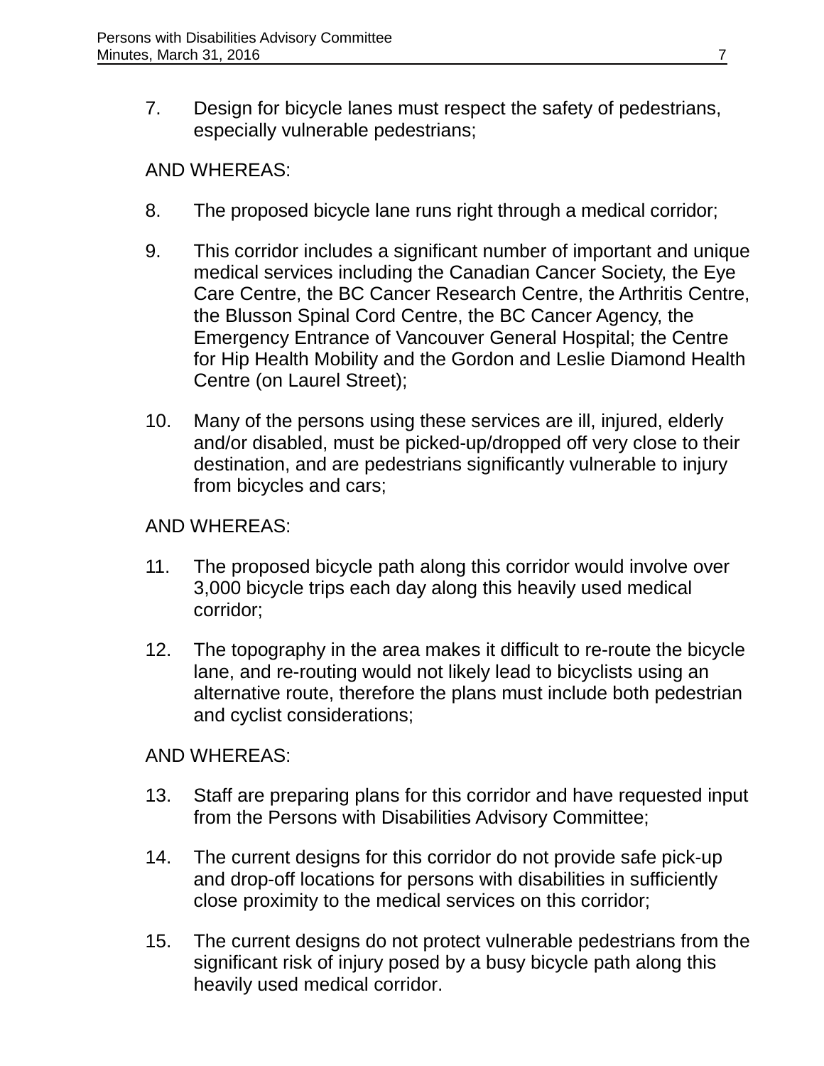7. Design for bicycle lanes must respect the safety of pedestrians, especially vulnerable pedestrians;

AND WHEREAS:

8. The proposed bicycle lane runs right through a medical corridor;

9. This corridor includes a significant number of important and unique medical services including the Canadian Cancer Society, the Eye Care Centre, the BC Cancer Research Centre, the Arthritis Centre, the Blusson Spinal Cord Centre, the BC Cancer Agency, the Emergency Entrance of Vancouver General Hospital; the Centre for Hip Health Mobility and the Gordon and Leslie Diamond Health Centre (on Laurel Street);

10. Many of the persons using these services are ill, injured, elderly and/or disabled, must be picked-up/dropped off very close to their destination, and are pedestrians significantly vulnerable to injury from bicycles and cars;

AND WHEREAS:

11. The proposed bicycle path along this corridor would involve over 3,000 bicycle trips each day along this heavily used medical corridor;

12. The topography in the area makes it difficult to re-route the bicycle lane, and re-routing would not likely lead to bicyclists using an alternative route, therefore the plans must include both pedestrian and cyclist considerations;

AND WHEREAS:

13. Staff are preparing plans for this corridor and have requested input from the Persons with Disabilities Advisory Committee;

14. The current designs for this corridor do not provide safe pick-up and drop-off locations for persons with disabilities in sufficiently close proximity to the medical services on this corridor;

15. The current designs do not protect vulnerable pedestrians from the significant risk of injury posed by a busy bicycle path along this heavily used medical corridor.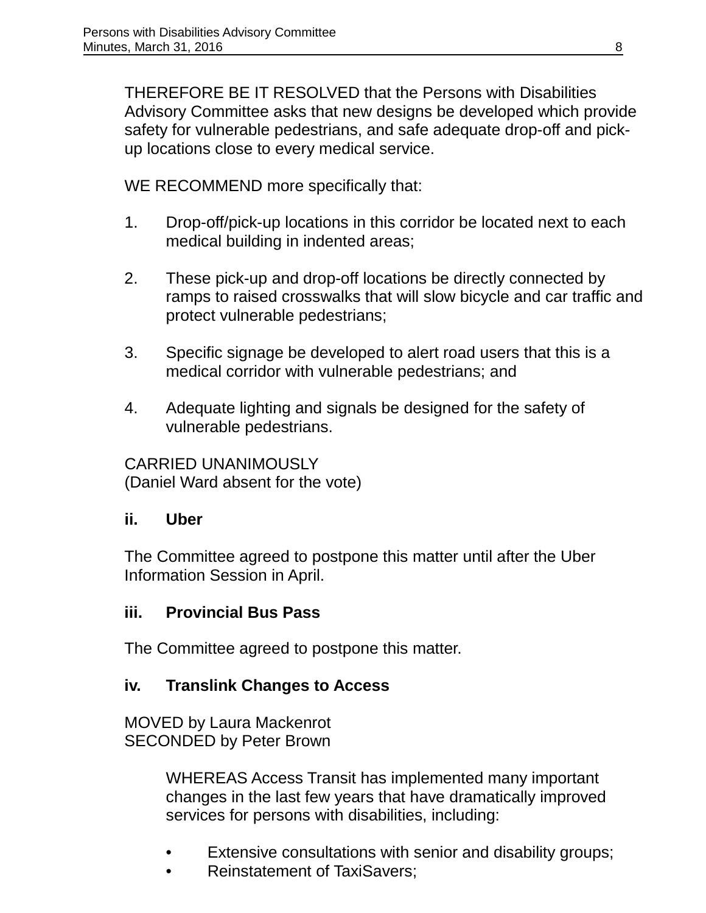THEREFORE BE IT RESOLVED that the Persons with Disabilities Advisory Committee asks that new designs be developed which provide safety for vulnerable pedestrians, and safe adequate drop-off and pick-up locations close to every medical service.

WE RECOMMEND more specifically that:

1. Drop-off/pick-up locations in this corridor be located next to each medical building in indented areas;

2. These pick-up and drop-off locations be directly connected by ramps to raised crosswalks that will slow bicycle and car traffic and protect vulnerable pedestrians;

3. Specific signage be developed to alert road users that this is a medical corridor with vulnerable pedestrians; and

4. Adequate lighting and signals be designed for the safety of vulnerable pedestrians.

CARRIED UNANIMOUSLY
(Daniel Ward absent for the vote)

**ii. Uber**

The Committee agreed to postpone this matter until after the Uber Information Session in April.

**iii. Provincial Bus Pass**

The Committee agreed to postpone this matter.

**iv. Translink Changes to Access**

MOVED by Laura Mackenrot
SECONDED by Peter Brown

> WHEREAS Access Transit has implemented many important changes in the last few years that have dramatically improved services for persons with disabilities, including:
>
> - Extensive consultations with senior and disability groups;
> - Reinstatement of TaxiSavers;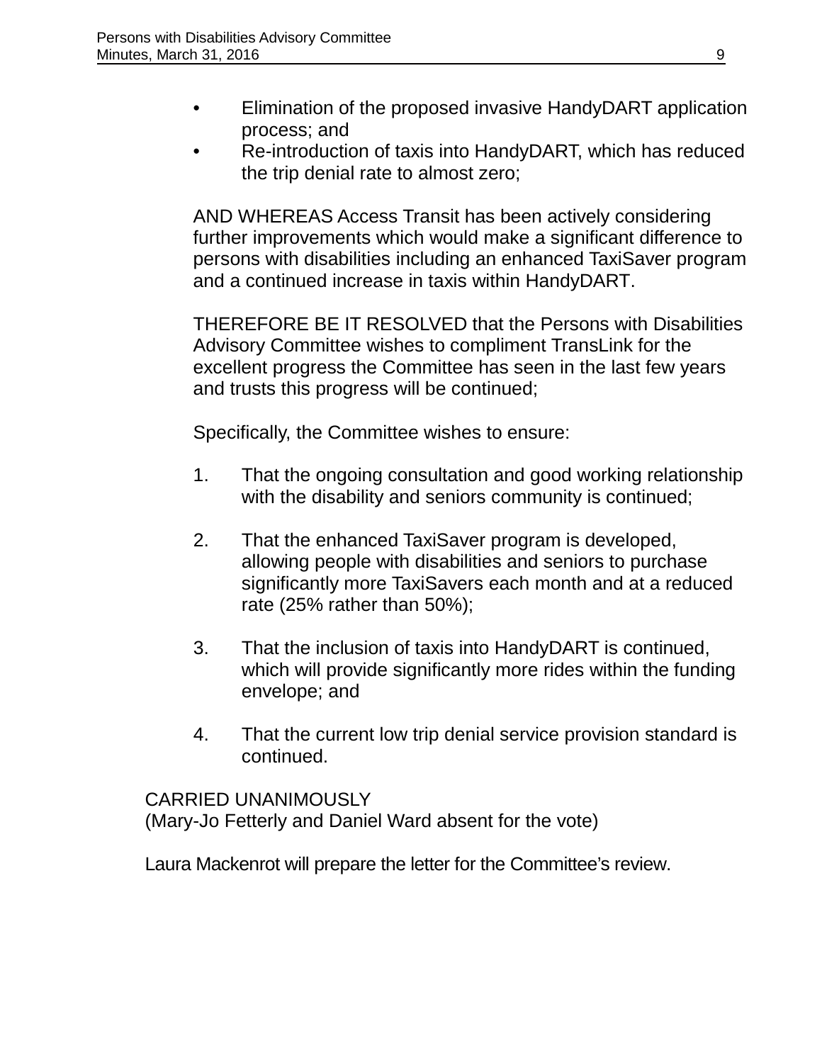- Elimination of the proposed invasive HandyDART application process; and
- Re-introduction of taxis into HandyDART, which has reduced the trip denial rate to almost zero;

AND WHEREAS Access Transit has been actively considering further improvements which would make a significant difference to persons with disabilities including an enhanced TaxiSaver program and a continued increase in taxis within HandyDART.

THEREFORE BE IT RESOLVED that the Persons with Disabilities Advisory Committee wishes to compliment TransLink for the excellent progress the Committee has seen in the last few years and trusts this progress will be continued;

Specifically, the Committee wishes to ensure:

1. That the ongoing consultation and good working relationship with the disability and seniors community is continued;

2. That the enhanced TaxiSaver program is developed, allowing people with disabilities and seniors to purchase significantly more TaxiSavers each month and at a reduced rate (25% rather than 50%);

3. That the inclusion of taxis into HandyDART is continued, which will provide significantly more rides within the funding envelope; and

4. That the current low trip denial service provision standard is continued.

CARRIED UNANIMOUSLY
(Mary-Jo Fetterly and Daniel Ward absent for the vote)

Laura Mackenrot will prepare the letter for the Committee's review.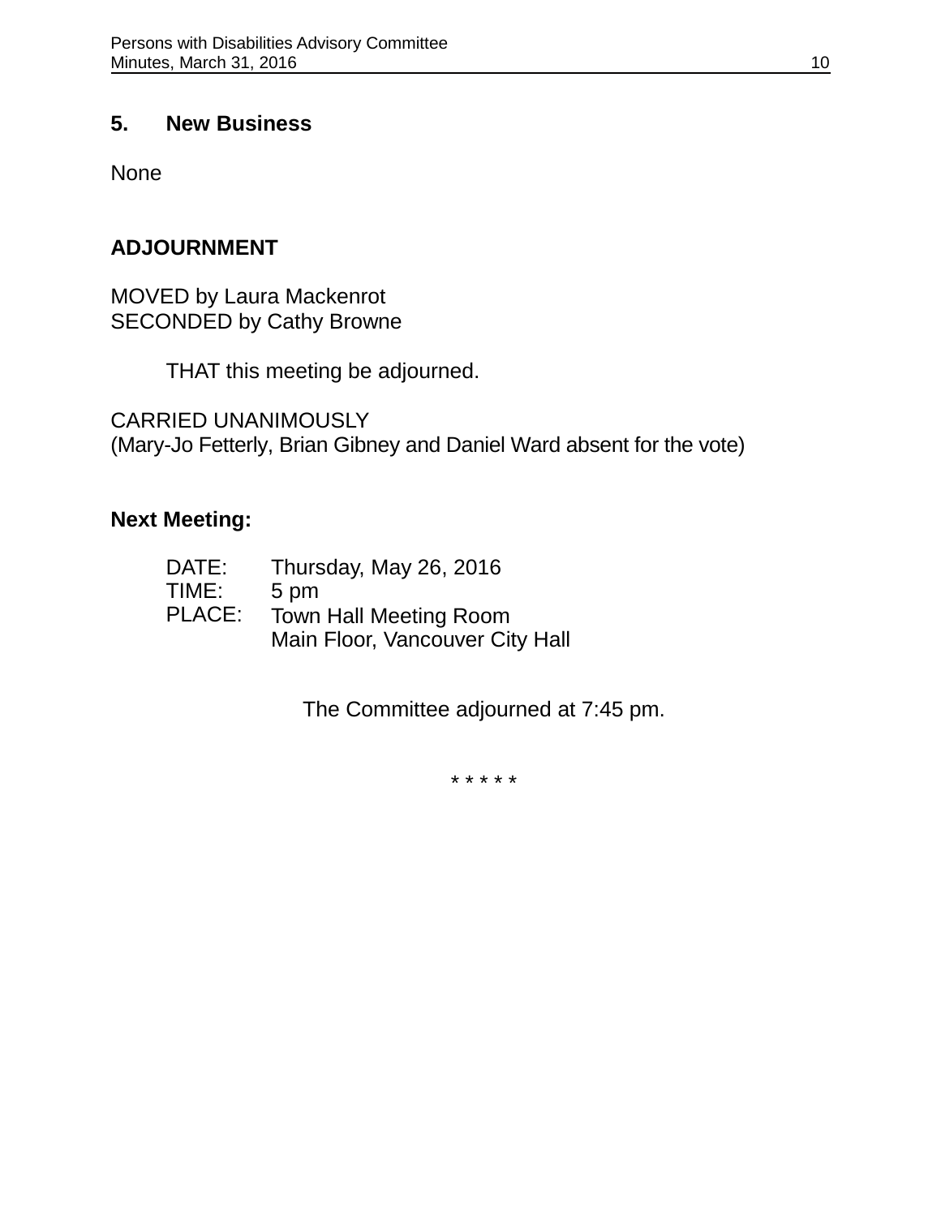## 5. New Business

None

## ADJOURNMENT

MOVED by Laura Mackenrot
SECONDED by Cathy Browne

THAT this meeting be adjourned.

CARRIED UNANIMOUSLY
(Mary-Jo Fetterly, Brian Gibney and Daniel Ward absent for the vote)

**Next Meeting:**

DATE: Thursday, May 26, 2016
TIME: 5 pm
PLACE: Town Hall Meeting Room
Main Floor, Vancouver City Hall

The Committee adjourned at 7:45 pm.

* * * * *